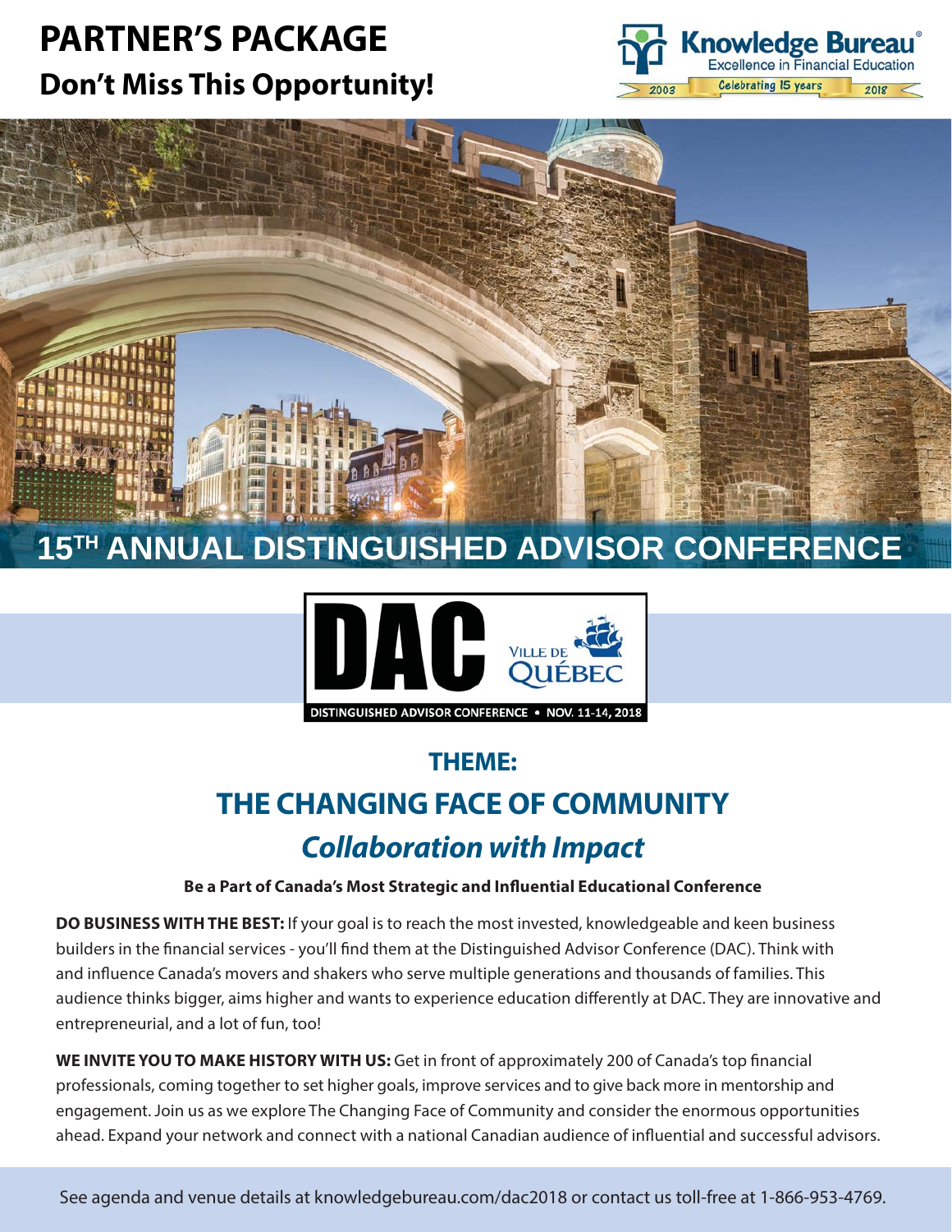# PARTNER'S PACKAGE

## Don't Miss This Opportunity!

Knowledge Bureau®
Excellence in Financial Education
2003 Celebrating 15 years 2018

## 15TH ANNUAL DISTINGUISHED ADVISOR CONFERENCE

DAC VILLE DE QUÉBEC
DISTINGUISHED ADVISOR CONFERENCE • NOV. 11-14, 2018

## THEME:

## THE CHANGING FACE OF COMMUNITY

### *Collaboration with Impact*

**Be a Part of Canada's Most Strategic and Influential Educational Conference**

**DO BUSINESS WITH THE BEST:** If your goal is to reach the most invested, knowledgeable and keen business builders in the financial services - you'll find them at the Distinguished Advisor Conference (DAC). Think with and influence Canada's movers and shakers who serve multiple generations and thousands of families. This audience thinks bigger, aims higher and wants to experience education differently at DAC. They are innovative and entrepreneurial, and a lot of fun, too!

**WE INVITE YOU TO MAKE HISTORY WITH US:** Get in front of approximately 200 of Canada's top financial professionals, coming together to set higher goals, improve services and to give back more in mentorship and engagement. Join us as we explore The Changing Face of Community and consider the enormous opportunities ahead. Expand your network and connect with a national Canadian audience of influential and successful advisors.

See agenda and venue details at knowledgebureau.com/dac2018 or contact us toll-free at 1-866-953-4769.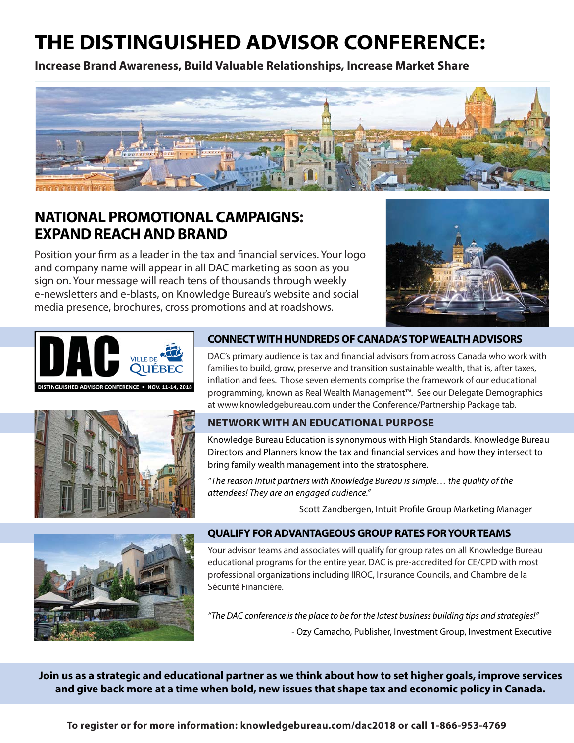# THE DISTINGUISHED ADVISOR CONFERENCE:

**Increase Brand Awareness, Build Valuable Relationships, Increase Market Share**

## NATIONAL PROMOTIONAL CAMPAIGNS: EXPAND REACH AND BRAND

Position your firm as a leader in the tax and financial services. Your logo and company name will appear in all DAC marketing as soon as you sign on. Your message will reach tens of thousands through weekly e-newsletters and e-blasts, on Knowledge Bureau's website and social media presence, brochures, cross promotions and at roadshows.

DAC VILLE DE QUÉBEC
DISTINGUISHED ADVISOR CONFERENCE • NOV. 11-14, 2018

### CONNECT WITH HUNDREDS OF CANADA'S TOP WEALTH ADVISORS

DAC's primary audience is tax and financial advisors from across Canada who work with families to build, grow, preserve and transition sustainable wealth, that is, after taxes, inflation and fees. Those seven elements comprise the framework of our educational programming, known as Real Wealth Management™. See our Delegate Demographics at www.knowledgebureau.com under the Conference/Partnership Package tab.

### NETWORK WITH AN EDUCATIONAL PURPOSE

Knowledge Bureau Education is synonymous with High Standards. Knowledge Bureau Directors and Planners know the tax and financial services and how they intersect to bring family wealth management into the stratosphere.

*"The reason Intuit partners with Knowledge Bureau is simple… the quality of the attendees! They are an engaged audience."*

Scott Zandbergen, Intuit Profile Group Marketing Manager

### QUALIFY FOR ADVANTAGEOUS GROUP RATES FOR YOUR TEAMS

Your advisor teams and associates will qualify for group rates on all Knowledge Bureau educational programs for the entire year. DAC is pre-accredited for CE/CPD with most professional organizations including IIROC, Insurance Councils, and Chambre de la Sécurité Financière.

*"The DAC conference is the place to be for the latest business building tips and strategies!"*

- Ozy Camacho, Publisher, Investment Group, Investment Executive

**Join us as a strategic and educational partner as we think about how to set higher goals, improve services and give back more at a time when bold, new issues that shape tax and economic policy in Canada.**

**To register or for more information: knowledgebureau.com/dac2018 or call 1-866-953-4769**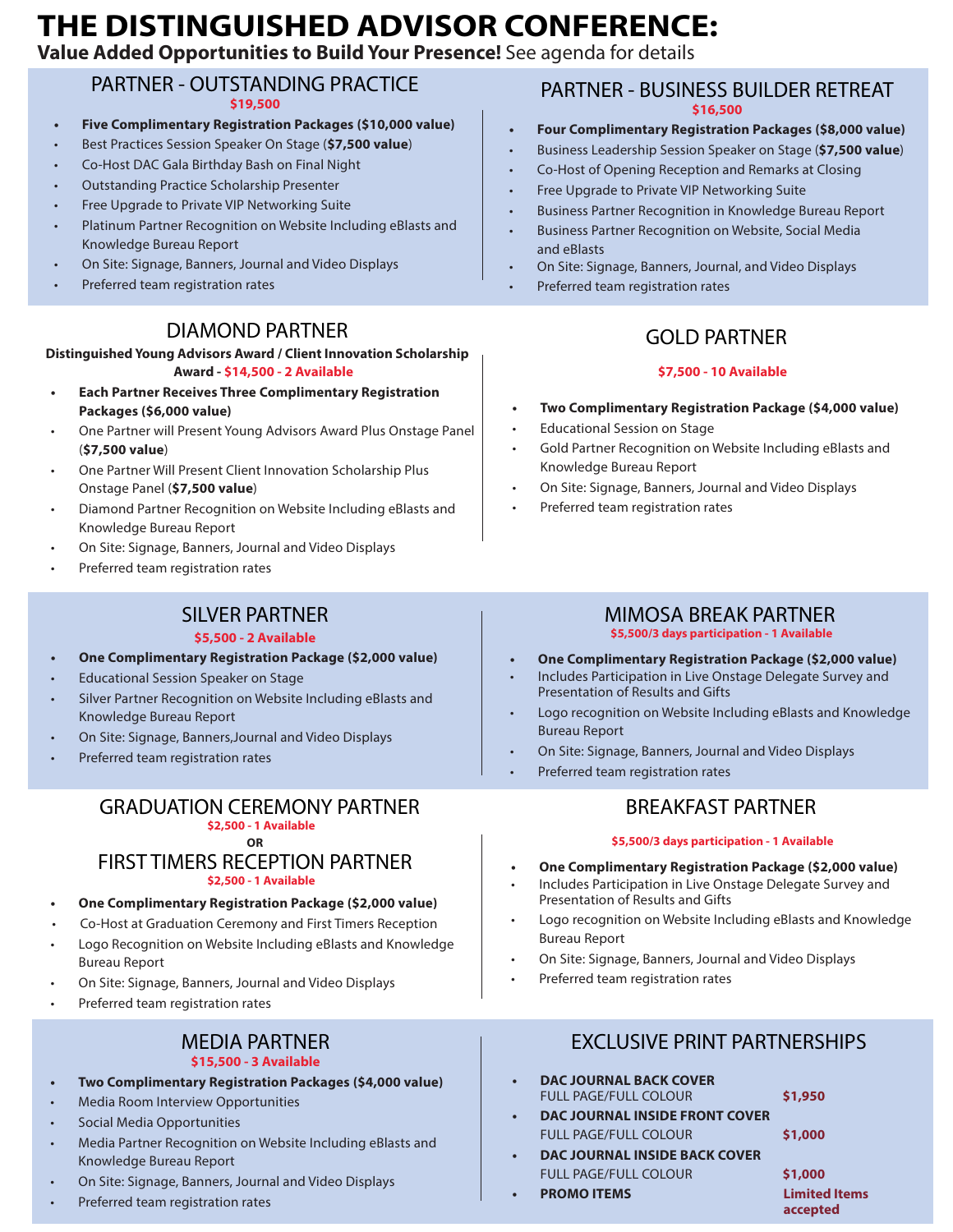# THE DISTINGUISHED ADVISOR CONFERENCE:

**Value Added Opportunities to Build Your Presence!** See agenda for details

## PARTNER - OUTSTANDING PRACTICE

**$19,500**

- **Five Complimentary Registration Packages ($10,000 value)**
- Best Practices Session Speaker On Stage (**$7,500 value**)
- Co-Host DAC Gala Birthday Bash on Final Night
- Outstanding Practice Scholarship Presenter
- Free Upgrade to Private VIP Networking Suite
- Platinum Partner Recognition on Website Including eBlasts and Knowledge Bureau Report
- On Site: Signage, Banners, Journal and Video Displays
- Preferred team registration rates

## PARTNER - BUSINESS BUILDER RETREAT

**$16,500**

- **Four Complimentary Registration Packages ($8,000 value)**
- Business Leadership Session Speaker on Stage (**$7,500 value**)
- Co-Host of Opening Reception and Remarks at Closing
- Free Upgrade to Private VIP Networking Suite
- Business Partner Recognition in Knowledge Bureau Report
- Business Partner Recognition on Website, Social Media and eBlasts
- On Site: Signage, Banners, Journal, and Video Displays
- Preferred team registration rates

## DIAMOND PARTNER

**Distinguished Young Advisors Award / Client Innovation Scholarship Award - $14,500 - 2 Available**

- **Each Partner Receives Three Complimentary Registration Packages ($6,000 value)**
- One Partner will Present Young Advisors Award Plus Onstage Panel (**$7,500 value**)
- One Partner Will Present Client Innovation Scholarship Plus Onstage Panel (**$7,500 value**)
- Diamond Partner Recognition on Website Including eBlasts and Knowledge Bureau Report
- On Site: Signage, Banners, Journal and Video Displays
- Preferred team registration rates

## GOLD PARTNER

**$7,500 - 10 Available**

- **Two Complimentary Registration Package ($4,000 value)**
- Educational Session on Stage
- Gold Partner Recognition on Website Including eBlasts and Knowledge Bureau Report
- On Site: Signage, Banners, Journal and Video Displays
- Preferred team registration rates

## SILVER PARTNER

**$5,500 - 2 Available**

- **One Complimentary Registration Package ($2,000 value)**
- Educational Session Speaker on Stage
- Silver Partner Recognition on Website Including eBlasts and Knowledge Bureau Report
- On Site: Signage, Banners,Journal and Video Displays
- Preferred team registration rates

## MIMOSA BREAK PARTNER

**$5,500/3 days participation - 1 Available**

- **One Complimentary Registration Package ($2,000 value)**
- Includes Participation in Live Onstage Delegate Survey and Presentation of Results and Gifts
- Logo recognition on Website Including eBlasts and Knowledge Bureau Report
- On Site: Signage, Banners, Journal and Video Displays
- Preferred team registration rates

## GRADUATION CEREMONY PARTNER

**$2,500 - 1 Available**

**OR**

## FIRST TIMERS RECEPTION PARTNER

**$2,500 - 1 Available**

- **One Complimentary Registration Package ($2,000 value)**
- Co-Host at Graduation Ceremony and First Timers Reception
- Logo Recognition on Website Including eBlasts and Knowledge Bureau Report
- On Site: Signage, Banners, Journal and Video Displays
- Preferred team registration rates

## BREAKFAST PARTNER

**$5,500/3 days participation - 1 Available**

- **One Complimentary Registration Package ($2,000 value)**
- Includes Participation in Live Onstage Delegate Survey and Presentation of Results and Gifts
- Logo recognition on Website Including eBlasts and Knowledge Bureau Report
- On Site: Signage, Banners, Journal and Video Displays
- Preferred team registration rates

## MEDIA PARTNER

**$15,500 - 3 Available**

- **Two Complimentary Registration Packages ($4,000 value)**
- Media Room Interview Opportunities
- Social Media Opportunities
- Media Partner Recognition on Website Including eBlasts and Knowledge Bureau Report
- On Site: Signage, Banners, Journal and Video Displays
- Preferred team registration rates

## EXCLUSIVE PRINT PARTNERSHIPS

- **DAC JOURNAL BACK COVER**
  FULL PAGE/FULL COLOUR **$1,950**
- **DAC JOURNAL INSIDE FRONT COVER**
  FULL PAGE/FULL COLOUR **$1,000**
- **DAC JOURNAL INSIDE BACK COVER**
  FULL PAGE/FULL COLOUR **$1,000**
- **PROMO ITEMS** **Limited Items accepted**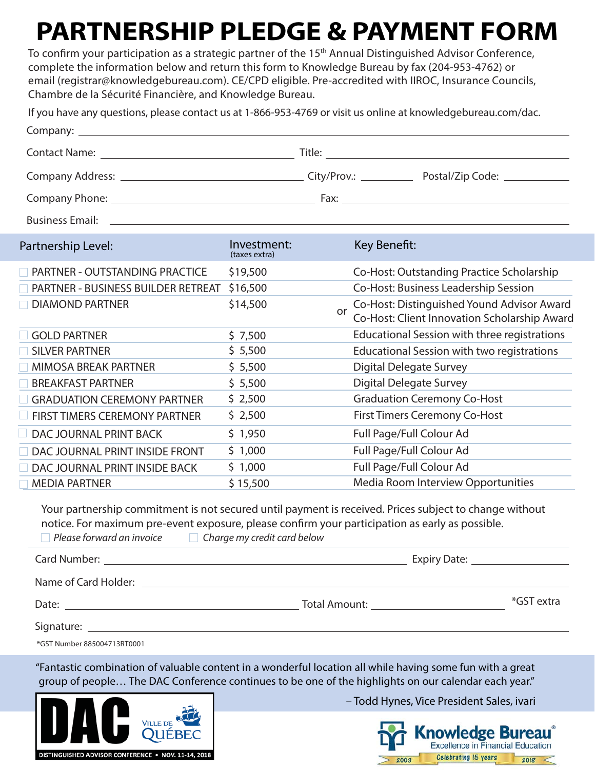# PARTNERSHIP PLEDGE & PAYMENT FORM

To confirm your participation as a strategic partner of the 15th Annual Distinguished Advisor Conference, complete the information below and return this form to Knowledge Bureau by fax (204-953-4762) or email (registrar@knowledgebureau.com). CE/CPD eligible. Pre-accredited with IIROC, Insurance Councils, Chambre de la Sécurité Financière, and Knowledge Bureau.

If you have any questions, please contact us at 1-866-953-4769 or visit us online at knowledgebureau.com/dac.

Company: ______________________________

Contact Name: ______________________ Title: ______________________

Company Address: ______________________ City/Prov.: __________ Postal/Zip Code: __________

Company Phone: ______________________ Fax: ______________________

Business Email: ______________________________

| Partnership Level: | Investment: (taxes extra) | Key Benefit: |
|---|---|---|
| ☐ PARTNER - OUTSTANDING PRACTICE | $19,500 | Co-Host: Outstanding Practice Scholarship |
| ☐ PARTNER - BUSINESS BUILDER RETREAT | $16,500 | Co-Host: Business Leadership Session |
| ☐ DIAMOND PARTNER | $14,500 | Co-Host: Distinguished Yound Advisor Award or Co-Host: Client Innovation Scholarship Award |
| ☐ GOLD PARTNER | $ 7,500 | Educational Session with three registrations |
| ☐ SILVER PARTNER | $ 5,500 | Educational Session with two registrations |
| ☐ MIMOSA BREAK PARTNER | $ 5,500 | Digital Delegate Survey |
| ☐ BREAKFAST PARTNER | $ 5,500 | Digital Delegate Survey |
| ☐ GRADUATION CEREMONY PARTNER | $ 2,500 | Graduation Ceremony Co-Host |
| ☐ FIRST TIMERS CEREMONY PARTNER | $ 2,500 | First Timers Ceremony Co-Host |
| ☐ DAC JOURNAL PRINT BACK | $ 1,950 | Full Page/Full Colour Ad |
| ☐ DAC JOURNAL PRINT INSIDE FRONT | $ 1,000 | Full Page/Full Colour Ad |
| ☐ DAC JOURNAL PRINT INSIDE BACK | $ 1,000 | Full Page/Full Colour Ad |
| ☐ MEDIA PARTNER | $ 15,500 | Media Room Interview Opportunities |

Your partnership commitment is not secured until payment is received. Prices subject to change without notice. For maximum pre-event exposure, please confirm your participation as early as possible.

☐ *Please forward an invoice* ☐ *Charge my credit card below*

Card Number: ______________________ Expiry Date: __________

Name of Card Holder: ______________________________

Date: ______________________ Total Amount: __________ *GST extra

Signature: ______________________________

*GST Number 885004713RT0001

"Fantastic combination of valuable content in a wonderful location all while having some fun with a great group of people… The DAC Conference continues to be one of the highlights on our calendar each year."

– Todd Hynes, Vice President Sales, ivari

DAC Ville de Québec — DISTINGUISHED ADVISOR CONFERENCE • NOV. 11-14, 2018

Knowledge Bureau® — Excellence in Financial Education — 2003 Celebrating 15 years 2018